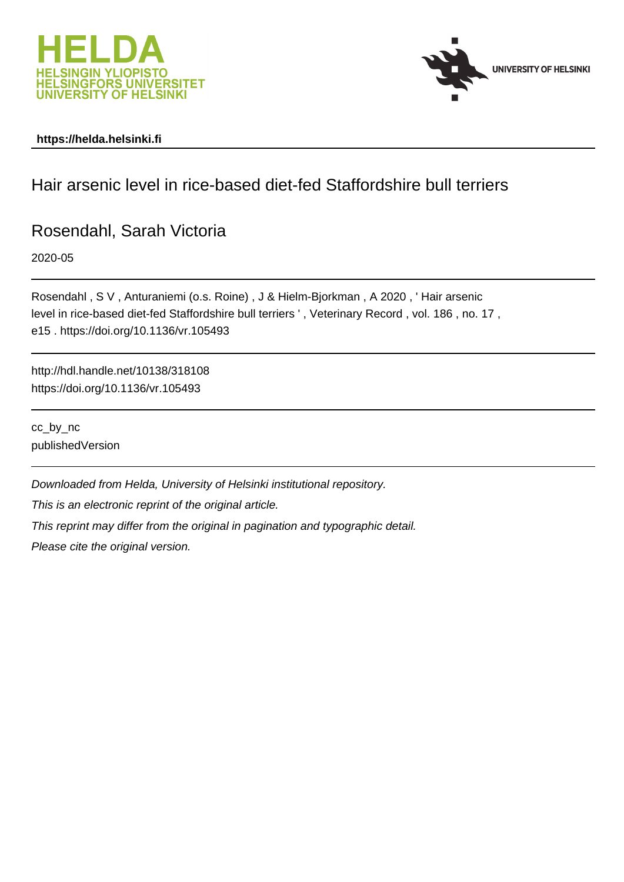HELDA
HELSINGIN YLIOPISTO
HELSINGFORS UNIVERSITET
UNIVERSITY OF HELSINKI

UNIVERSITY OF HELSINKI

**https://helda.helsinki.fi**

# Hair arsenic level in rice-based diet-fed Staffordshire bull terriers

## Rosendahl, Sarah Victoria

2020-05

---

Rosendahl , S V , Anturaniemi (o.s. Roine) , J & Hielm-Bjorkman , A 2020 , ' Hair arsenic level in rice-based diet-fed Staffordshire bull terriers ' , Veterinary Record , vol. 186 , no. 17 , e15 . https://doi.org/10.1136/vr.105493

---

http://hdl.handle.net/10138/318108
https://doi.org/10.1136/vr.105493

---

cc_by_nc
publishedVersion

---

*Downloaded from Helda, University of Helsinki institutional repository.*

*This is an electronic reprint of the original article.*

*This reprint may differ from the original in pagination and typographic detail.*

*Please cite the original version.*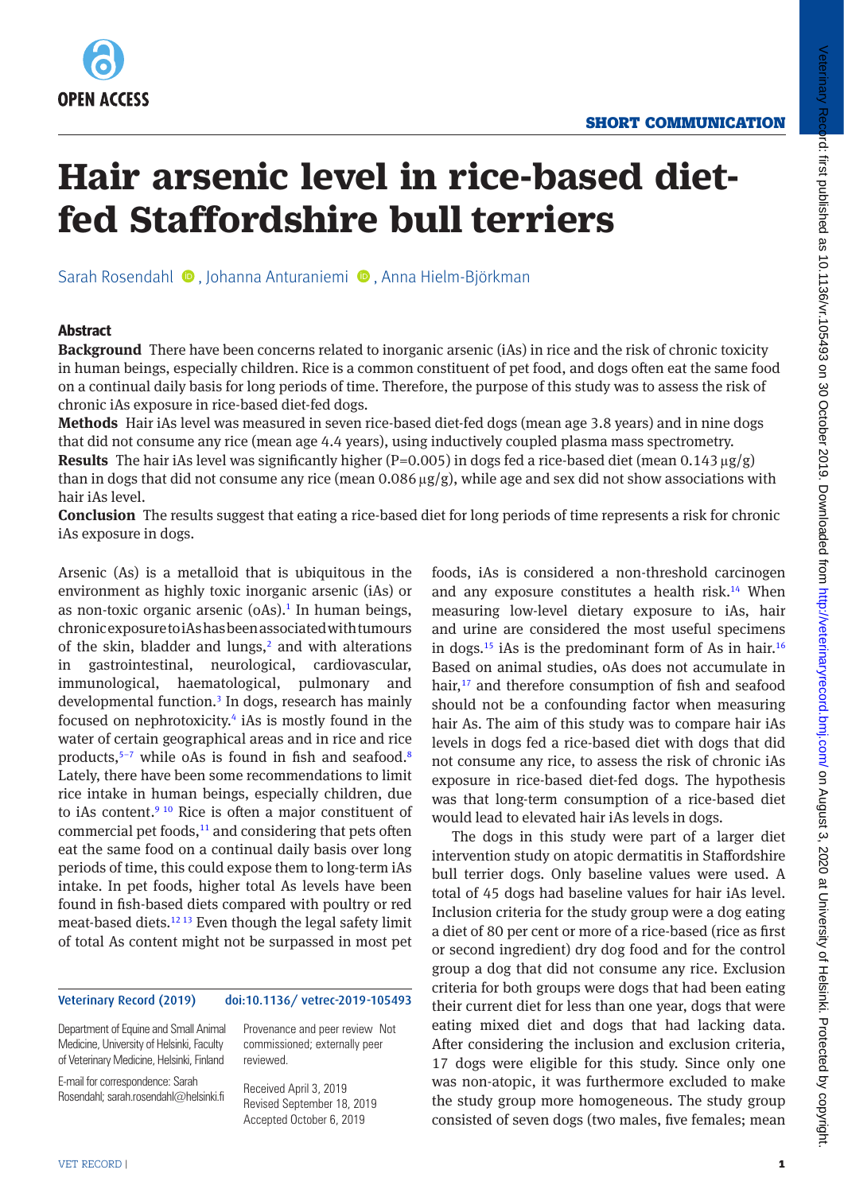SHORT COMMUNICATION

# Hair arsenic level in rice-based diet-fed Staffordshire bull terriers

Sarah Rosendahl, Johanna Anturaniemi, Anna Hielm-Björkman

## Abstract

**Background** There have been concerns related to inorganic arsenic (iAs) in rice and the risk of chronic toxicity in human beings, especially children. Rice is a common constituent of pet food, and dogs often eat the same food on a continual daily basis for long periods of time. Therefore, the purpose of this study was to assess the risk of chronic iAs exposure in rice-based diet-fed dogs.

**Methods** Hair iAs level was measured in seven rice-based diet-fed dogs (mean age 3.8 years) and in nine dogs that did not consume any rice (mean age 4.4 years), using inductively coupled plasma mass spectrometry.

**Results** The hair iAs level was significantly higher ($P=0.005$) in dogs fed a rice-based diet (mean 0.143 µg/g) than in dogs that did not consume any rice (mean 0.086 µg/g), while age and sex did not show associations with hair iAs level.

**Conclusion** The results suggest that eating a rice-based diet for long periods of time represents a risk for chronic iAs exposure in dogs.

Arsenic (As) is a metalloid that is ubiquitous in the environment as highly toxic inorganic arsenic (iAs) or as non-toxic organic arsenic (oAs).[1] In human beings, chronic exposure to iAs has been associated with tumours of the skin, bladder and lungs,[2] and with alterations in gastrointestinal, neurological, cardiovascular, immunological, haematological, pulmonary and developmental function.[3] In dogs, research has mainly focused on nephrotoxicity.[4] iAs is mostly found in the water of certain geographical areas and in rice and rice products,[5–7] while oAs is found in fish and seafood.[8] Lately, there have been some recommendations to limit rice intake in human beings, especially children, due to iAs content.[9 10] Rice is often a major constituent of commercial pet foods,[11] and considering that pets often eat the same food on a continual daily basis over long periods of time, this could expose them to long-term iAs intake. In pet foods, higher total As levels have been found in fish-based diets compared with poultry or red meat-based diets.[12 13] Even though the legal safety limit of total As content might not be surpassed in most pet foods, iAs is considered a non-threshold carcinogen and any exposure constitutes a health risk.[14] When measuring low-level dietary exposure to iAs, hair and urine are considered the most useful specimens in dogs.[15] iAs is the predominant form of As in hair.[16] Based on animal studies, oAs does not accumulate in hair,[17] and therefore consumption of fish and seafood should not be a confounding factor when measuring hair As. The aim of this study was to compare hair iAs levels in dogs fed a rice-based diet with dogs that did not consume any rice, to assess the risk of chronic iAs exposure in rice-based diet-fed dogs. The hypothesis was that long-term consumption of a rice-based diet would lead to elevated hair iAs levels in dogs.

The dogs in this study were part of a larger diet intervention study on atopic dermatitis in Staffordshire bull terrier dogs. Only baseline values were used. A total of 45 dogs had baseline values for hair iAs level. Inclusion criteria for the study group were a dog eating a diet of 80 per cent or more of a rice-based (rice as first or second ingredient) dry dog food and for the control group a dog that did not consume any rice. Exclusion criteria for both groups were dogs that had been eating their current diet for less than one year, dogs that were eating mixed diet and dogs that had lacking data. After considering the inclusion and exclusion criteria, 17 dogs were eligible for this study. Since only one was non-atopic, it was furthermore excluded to make the study group more homogeneous. The study group consisted of seven dogs (two males, five females; mean

Veterinary Record (2019) doi:10.1136/ vetrec-2019-105493

Department of Equine and Small Animal Medicine, University of Helsinki, Faculty of Veterinary Medicine, Helsinki, Finland

E-mail for correspondence: Sarah Rosendahl; sarah.rosendahl@helsinki.fi

Provenance and peer review Not commissioned; externally peer reviewed.

Received April 3, 2019
Revised September 18, 2019
Accepted October 6, 2019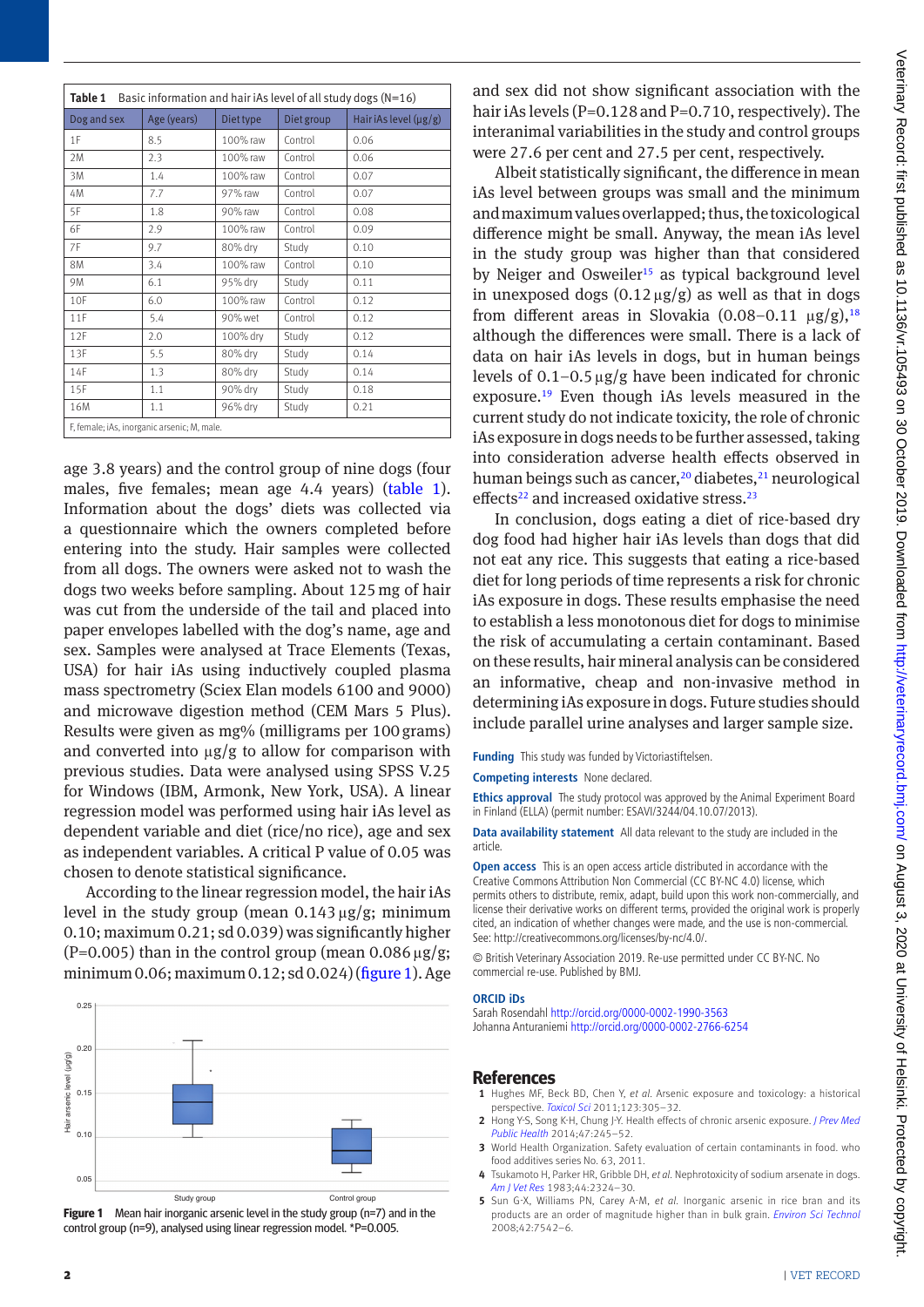**Table 1** Basic information and hair iAs level of all study dogs (N=16)

| Dog and sex | Age (years) | Diet type | Diet group | Hair iAs level (µg/g) |
|---|---|---|---|---|
| 1F | 8.5 | 100% raw | Control | 0.06 |
| 2M | 2.3 | 100% raw | Control | 0.06 |
| 3M | 1.4 | 100% raw | Control | 0.07 |
| 4M | 7.7 | 97% raw | Control | 0.07 |
| 5F | 1.8 | 90% raw | Control | 0.08 |
| 6F | 2.9 | 100% raw | Control | 0.09 |
| 7F | 9.7 | 80% dry | Study | 0.10 |
| 8M | 3.4 | 100% raw | Control | 0.10 |
| 9M | 6.1 | 95% dry | Study | 0.11 |
| 10F | 6.0 | 100% raw | Control | 0.12 |
| 11F | 5.4 | 90% wet | Control | 0.12 |
| 12F | 2.0 | 100% dry | Study | 0.12 |
| 13F | 5.5 | 80% dry | Study | 0.14 |
| 14F | 1.3 | 80% dry | Study | 0.14 |
| 15F | 1.1 | 90% dry | Study | 0.18 |
| 16M | 1.1 | 96% dry | Study | 0.21 |

F, female; iAs, inorganic arsenic; M, male.

age 3.8 years) and the control group of nine dogs (four males, five females; mean age 4.4 years) (table 1). Information about the dogs' diets was collected via a questionnaire which the owners completed before entering into the study. Hair samples were collected from all dogs. The owners were asked not to wash the dogs two weeks before sampling. About 125 mg of hair was cut from the underside of the tail and placed into paper envelopes labelled with the dog's name, age and sex. Samples were analysed at Trace Elements (Texas, USA) for hair iAs using inductively coupled plasma mass spectrometry (Sciex Elan models 6100 and 9000) and microwave digestion method (CEM Mars 5 Plus). Results were given as mg% (milligrams per 100 grams) and converted into µg/g to allow for comparison with previous studies. Data were analysed using SPSS V.25 for Windows (IBM, Armonk, New York, USA). A linear regression model was performed using hair iAs level as dependent variable and diet (rice/no rice), age and sex as independent variables. A critical P value of 0.05 was chosen to denote statistical significance.

According to the linear regression model, the hair iAs level in the study group (mean 0.143 µg/g; minimum 0.10; maximum 0.21; sd 0.039) was significantly higher (P=0.005) than in the control group (mean 0.086 µg/g; minimum 0.06; maximum 0.12; sd 0.024) (figure 1). Age and sex did not show significant association with the hair iAs levels (P=0.128 and P=0.710, respectively). The interanimal variabilities in the study and control groups were 27.6 per cent and 27.5 per cent, respectively.

**Figure 1** Mean hair inorganic arsenic level in the study group (n=7) and in the control group (n=9), analysed using linear regression model. *P=0.005.

Albeit statistically significant, the difference in mean iAs level between groups was small and the minimum and maximum values overlapped; thus, the toxicological difference might be small. Anyway, the mean iAs level in the study group was higher than that considered by Neiger and Osweiler[15] as typical background level in unexposed dogs (0.12 µg/g) as well as that in dogs from different areas in Slovakia (0.08–0.11 µg/g),[18] although the differences were small. There is a lack of data on hair iAs levels in dogs, but in human beings levels of 0.1–0.5 µg/g have been indicated for chronic exposure.[19] Even though iAs levels measured in the current study do not indicate toxicity, the role of chronic iAs exposure in dogs needs to be further assessed, taking into consideration adverse health effects observed in human beings such as cancer,[20] diabetes,[21] neurological effects[22] and increased oxidative stress.[23]

In conclusion, dogs eating a diet of rice-based dry dog food had higher hair iAs levels than dogs that did not eat any rice. This suggests that eating a rice-based diet for long periods of time represents a risk for chronic iAs exposure in dogs. These results emphasise the need to establish a less monotonous diet for dogs to minimise the risk of accumulating a certain contaminant. Based on these results, hair mineral analysis can be considered an informative, cheap and non-invasive method in determining iAs exposure in dogs. Future studies should include parallel urine analyses and larger sample size.

**Funding** This study was funded by Victoriastiftelsen.

**Competing interests** None declared.

**Ethics approval** The study protocol was approved by the Animal Experiment Board in Finland (ELLA) (permit number: ESAVI/3244/04.10.07/2013).

**Data availability statement** All data relevant to the study are included in the article.

**Open access** This is an open access article distributed in accordance with the Creative Commons Attribution Non Commercial (CC BY-NC 4.0) license, which permits others to distribute, remix, adapt, build upon this work non-commercially, and license their derivative works on different terms, provided the original work is properly cited, an indication of whether changes were made, and the use is non-commercial. See: http://creativecommons.org/licenses/by-nc/4.0/.

© British Veterinary Association 2019. Re-use permitted under CC BY-NC. No commercial re-use. Published by BMJ.

**ORCID iDs**

Sarah Rosendahl http://orcid.org/0000-0002-1990-3563
Johanna Anturaniemi http://orcid.org/0000-0002-2766-6254

## References

1. Hughes MF, Beck BD, Chen Y, *et al*. Arsenic exposure and toxicology: a historical perspective. *Toxicol Sci* 2011;123:305–32.
2. Hong Y-S, Song K-H, Chung J-Y. Health effects of chronic arsenic exposure. *J Prev Med Public Health* 2014;47:245–52.
3. World Health Organization. Safety evaluation of certain contaminants in food. who food additives series No. 63, 2011.
4. Tsukamoto H, Parker HR, Gribble DH, *et al*. Nephrotoxicity of sodium arsenate in dogs. *Am J Vet Res* 1983;44:2324–30.
5. Sun G-X, Williams PN, Carey A-M, *et al*. Inorganic arsenic in rice bran and its products are an order of magnitude higher than in bulk grain. *Environ Sci Technol* 2008;42:7542–6.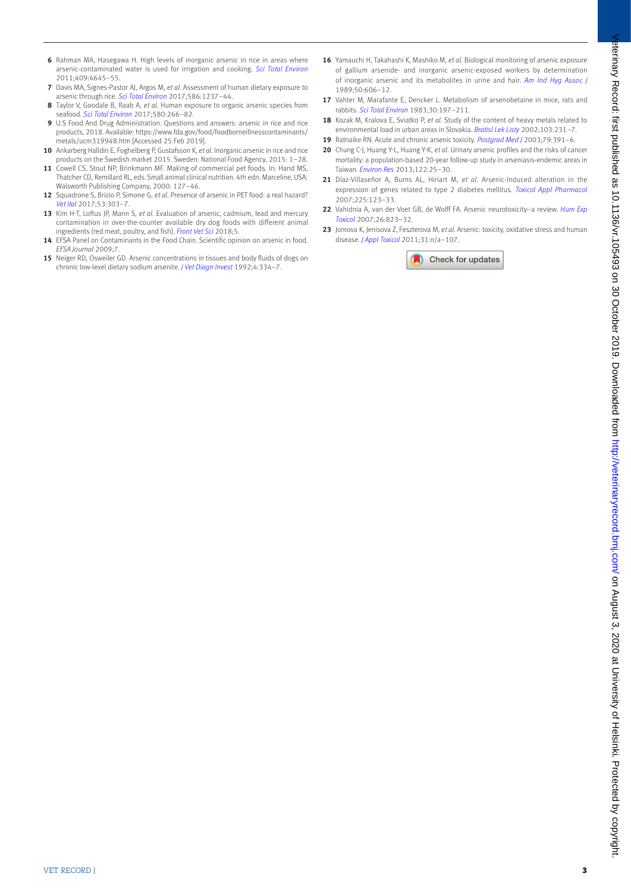6. Rahman MA, Hasegawa H. High levels of inorganic arsenic in rice in areas where arsenic-contaminated water is used for irrigation and cooking. *Sci Total Environ* 2011;409:4645–55.
7. Davis MA, Signes-Pastor AJ, Argos M, *et al*. Assessment of human dietary exposure to arsenic through rice. *Sci Total Environ* 2017;586:1237–44.
8. Taylor V, Goodale B, Raab A, *et al*. Human exposure to organic arsenic species from seafood. *Sci Total Environ* 2017;580:266–82.
9. U.S Food And Drug Administration. Questions and answers: arsenic in rice and rice products, 2018. Available: https://www.fda.gov/food/foodborneillnesscontaminants/metals/ucm319948.htm [Accessed 25 Feb 2019].
10. Ankarberg Halldin E, Foghelberg P, Gustafsson K, *et al*. Inorganic arsenic in rice and rice products on the Swedish market 2015. Sweden: National Food Agency, 2015: 1–28.
11. Cowell CS, Stout NP, Brinkmann MF. Making of commercial pet foods. In: Hand MS, Thatcher CD, Remillard RL, eds. Small animal clinical nutrition. 4th edn. Marceline, USA: Walsworth Publishing Company, 2000: 127–46.
12. Squadrone S, Brizio P, Simone G, *et al*. Presence of arsenic in PET food: a real hazard? *Vet Ital* 2017;53:303–7.
13. Kim H-T, Loftus JP, Mann S, *et al*. Evaluation of arsenic, cadmium, lead and mercury contamination in over-the-counter available dry dog foods with different animal ingredients (red meat, poultry, and fish). *Front Vet Sci* 2018;5.
14. EFSA Panel on Contaminants in the Food Chain. Scientific opinion on arsenic in food. *EFSA Journal* 2009;7.
15. Neiger RD, Osweiler GD. Arsenic concentrations in tissues and body fluids of dogs on chronic low-level dietary sodium arsenite. *J Vet Diagn Invest* 1992;4:334–7.
16. Yamauchi H, Takahashi K, Mashiko M, *et al*. Biological monitoring of arsenic exposure of gallium arsenide- and inorganic arsenic-exposed workers by determination of inorganic arsenic and its metabolites in urine and hair. *Am Ind Hyg Assoc J* 1989;50:606–12.
17. Vahter M, Marafante E, Dencker L. Metabolism of arsenobetaine in mice, rats and rabbits. *Sci Total Environ* 1983;30:197–211.
18. Kozak M, Kralova E, Sviatko P, *et al*. Study of the content of heavy metals related to environmental load in urban areas in Slovakia. *Bratisl Lek Listy* 2002;103:231–7.
19. Ratnaike RN. Acute and chronic arsenic toxicity. *Postgrad Med J* 2003;79:391–6.
20. Chung C-J, Huang Y-L, Huang Y-K, *et al*. Urinary arsenic profiles and the risks of cancer mortality: a population-based 20-year follow-up study in arseniasis-endemic areas in Taiwan. *Environ Res* 2013;122:25–30.
21. Díaz-Villaseñor A, Burns AL, Hiriart M, *et al*. Arsenic-Induced alteration in the expression of genes related to type 2 diabetes mellitus. *Toxicol Appl Pharmacol* 2007;225:123–33.
22. Vahidnia A, van der Voet GB, de Wolff FA. Arsenic neurotoxicity--a review. *Hum Exp Toxicol* 2007;26:823–32.
23. Jomova K, Jenisova Z, Feszterova M, *et al*. Arsenic: toxicity, oxidative stress and human disease. *J Appl Toxicol* 2011;31:n/a–107.